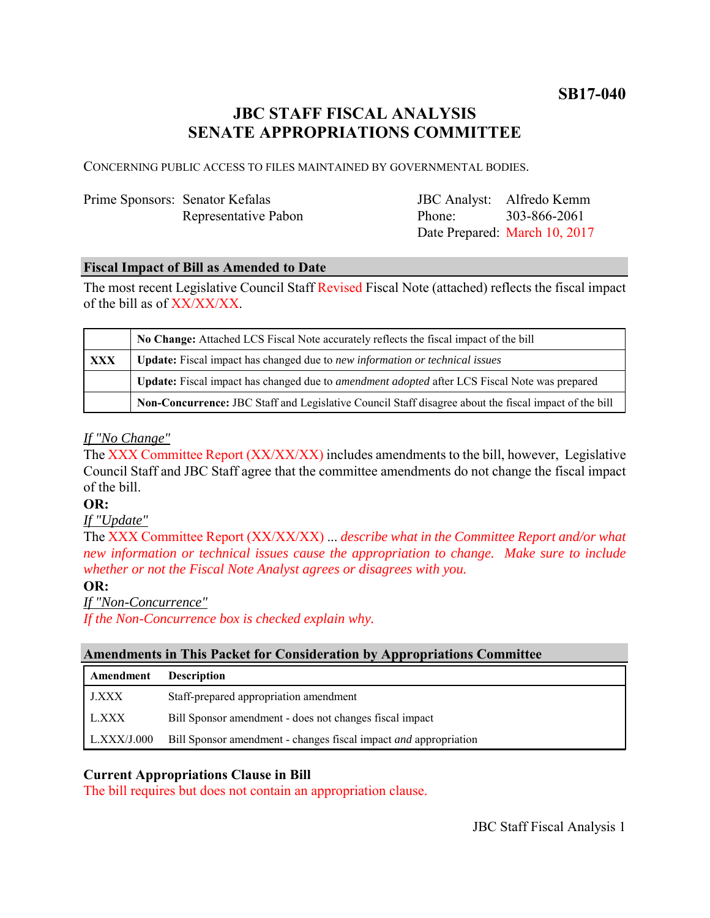**SB17-040**

# JBC STAFF FISCAL ANALYSIS
# SENATE APPROPRIATIONS COMMITTEE

CONCERNING PUBLIC ACCESS TO FILES MAINTAINED BY GOVERNMENTAL BODIES.

Prime Sponsors: Senator Kefalas
Representative Pabon

JBC Analyst: Alfredo Kemm
Phone: 303-866-2061
Date Prepared: March 10, 2017

## Fiscal Impact of Bill as Amended to Date

The most recent Legislative Council Staff Revised Fiscal Note (attached) reflects the fiscal impact of the bill as of XX/XX/XX.

| | |
|---|---|
| | **No Change:** Attached LCS Fiscal Note accurately reflects the fiscal impact of the bill |
| **XXX** | **Update:** Fiscal impact has changed due to *new information or technical issues* |
| | **Update:** Fiscal impact has changed due to *amendment adopted* after LCS Fiscal Note was prepared |
| | **Non-Concurrence:** JBC Staff and Legislative Council Staff disagree about the fiscal impact of the bill |

*If "No Change"*
The XXX Committee Report (XX/XX/XX) includes amendments to the bill, however, Legislative Council Staff and JBC Staff agree that the committee amendments do not change the fiscal impact of the bill.

**OR:**

*If "Update"*
The XXX Committee Report (XX/XX/XX) ... *describe what in the Committee Report and/or what new information or technical issues cause the appropriation to change. Make sure to include whether or not the Fiscal Note Analyst agrees or disagrees with you.*

**OR:**

*If "Non-Concurrence"*
*If the Non-Concurrence box is checked explain why.*

## Amendments in This Packet for Consideration by Appropriations Committee

| Amendment | Description |
|---|---|
| J.XXX | Staff-prepared appropriation amendment |
| L.XXX | Bill Sponsor amendment - does not changes fiscal impact |
| L.XXX/J.000 | Bill Sponsor amendment - changes fiscal impact *and* appropriation |

### Current Appropriations Clause in Bill

The bill requires but does not contain an appropriation clause.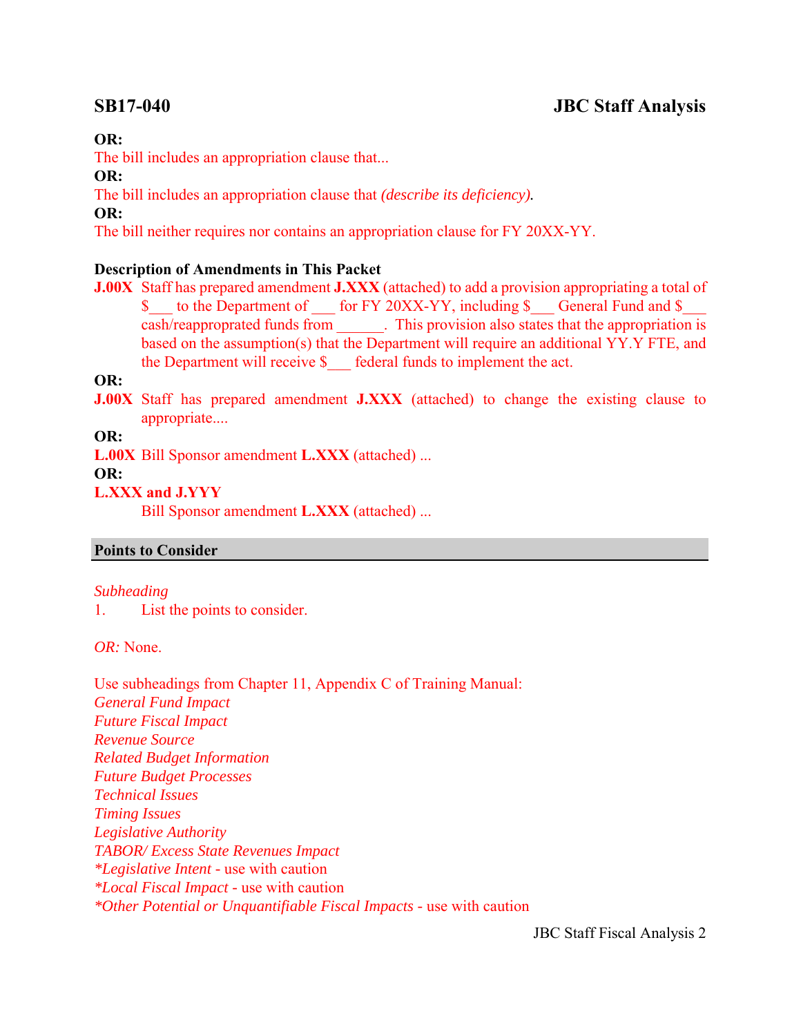**OR:**

The bill includes an appropriation clause that...

**OR:**

The bill includes an appropriation clause that *(describe its deficiency).*

**OR:**

The bill neither requires nor contains an appropriation clause for FY 20XX-YY.

**Description of Amendments in This Packet**

**J.00X** Staff has prepared amendment **J.XXX** (attached) to add a provision appropriating a total of $___ to the Department of ___ for FY 20XX-YY, including $___ General Fund and $___ cash/reappropriated funds from ______. This provision also states that the appropriation is based on the assumption(s) that the Department will require an additional YY.Y FTE, and the Department will receive $___ federal funds to implement the act.

**OR:**

**J.00X** Staff has prepared amendment **J.XXX** (attached) to change the existing clause to appropriate....

**OR:**

**L.00X** Bill Sponsor amendment **L.XXX** (attached) ...

**OR:**

**L.XXX and J.YYY**

Bill Sponsor amendment **L.XXX** (attached) ...

## Points to Consider

*Subheading*

1. List the points to consider.

*OR:* None.

Use subheadings from Chapter 11, Appendix C of Training Manual:

*General Fund Impact*
*Future Fiscal Impact*
*Revenue Source*
*Related Budget Information*
*Future Budget Processes*
*Technical Issues*
*Timing Issues*
*Legislative Authority*
*TABOR/ Excess State Revenues Impact*
*\*Legislative Intent* - use with caution
*\*Local Fiscal Impact* - use with caution
*\*Other Potential or Unquantifiable Fiscal Impacts* - use with caution